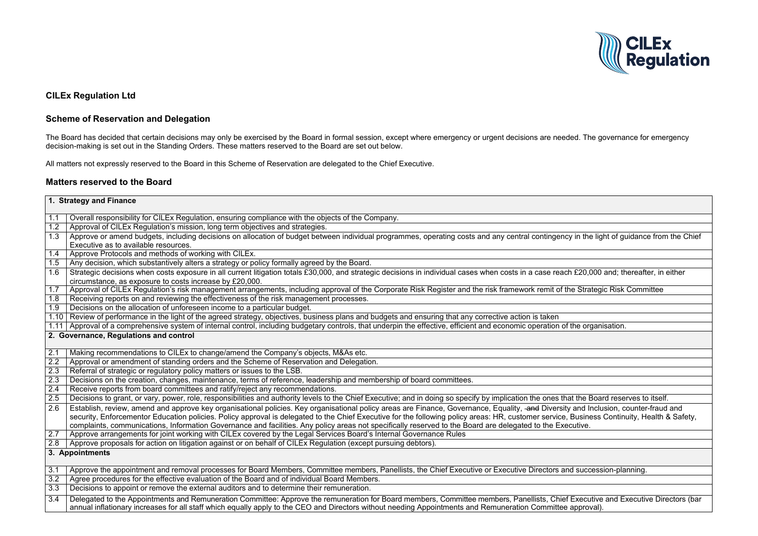## CILEx Regulation Ltd

## Scheme of Reservation and Delegation

The Board has decided that certain decisions may only be exercised by the Board in formal session, except where emergency or urgent decisions are needed. The governance for emergency decision-making is set out in the Standing Orders. These matters reserved to the Board are set out below.

All matters not expressly reserved to the Board in this Scheme of Reservation are delegated to the Chief Executive.

## Matters reserved to the Board

| **1. Strategy and Finance** | |
|---|---|
| 1.1 | Overall responsibility for CILEx Regulation, ensuring compliance with the objects of the Company. |
| 1.2 | Approval of CILEx Regulation's mission, long term objectives and strategies. |
| 1.3 | Approve or amend budgets, including decisions on allocation of budget between individual programmes, operating costs and any central contingency in the light of guidance from the Chief Executive as to available resources. |
| 1.4 | Approve Protocols and methods of working with CILEx. |
| 1.5 | Any decision, which substantively alters a strategy or policy formally agreed by the Board. |
| 1.6 | Strategic decisions when costs exposure in all current litigation totals £30,000, and strategic decisions in individual cases when costs in a case reach £20,000 and; thereafter, in either circumstance, as exposure to costs increase by £20,000. |
| 1.7 | Approval of CILEx Regulation's risk management arrangements, including approval of the Corporate Risk Register and the risk framework remit of the Strategic Risk Committee |
| 1.8 | Receiving reports on and reviewing the effectiveness of the risk management processes. |
| 1.9 | Decisions on the allocation of unforeseen income to a particular budget. |
| 1.10 | Review of performance in the light of the agreed strategy, objectives, business plans and budgets and ensuring that any corrective action is taken |
| 1.11 | Approval of a comprehensive system of internal control, including budgetary controls, that underpin the effective, efficient and economic operation of the organisation. |
| **2. Governance, Regulations and control** | |
| 2.1 | Making recommendations to CILEx to change/amend the Company's objects, M&As etc. |
| 2.2 | Approval or amendment of standing orders and the Scheme of Reservation and Delegation. |
| 2.3 | Referral of strategic or regulatory policy matters or issues to the LSB. |
| 2.3 | Decisions on the creation, changes, maintenance, terms of reference, leadership and membership of board committees. |
| 2.4 | Receive reports from board committees and ratify/reject any recommendations. |
| 2.5 | Decisions to grant, or vary, power, role, responsibilities and authority levels to the Chief Executive; and in doing so specify by implication the ones that the Board reserves to itself. |
| 2.6 | Establish, review, amend and approve key organisational policies. Key organisational policy areas are Finance, Governance, Equality, ~~and~~ Diversity and Inclusion, counter-fraud and security, Enforcementor Education policies. Policy approval is delegated to the Chief Executive for the following policy areas: HR, customer service, Business Continuity, Health & Safety, complaints, communications, Information Governance and facilities. Any policy areas not specifically reserved to the Board are delegated to the Executive. |
| 2.7 | Approve arrangements for joint working with CILEx covered by the Legal Services Board's Internal Governance Rules |
| 2.8 | Approve proposals for action on litigation against or on behalf of CILEx Regulation (except pursuing debtors). |
| **3. Appointments** | |
| 3.1 | Approve the appointment and removal processes for Board Members, Committee members, Panellists, the Chief Executive or Executive Directors and succession-planning. |
| 3.2 | Agree procedures for the effective evaluation of the Board and of individual Board Members. |
| 3.3 | Decisions to appoint or remove the external auditors and to determine their remuneration. |
| 3.4 | Delegated to the Appointments and Remuneration Committee: Approve the remuneration for Board members, Committee members, Panellists, Chief Executive and Executive Directors (bar annual inflationary increases for all staff which equally apply to the CEO and Directors without needing Appointments and Remuneration Committee approval). |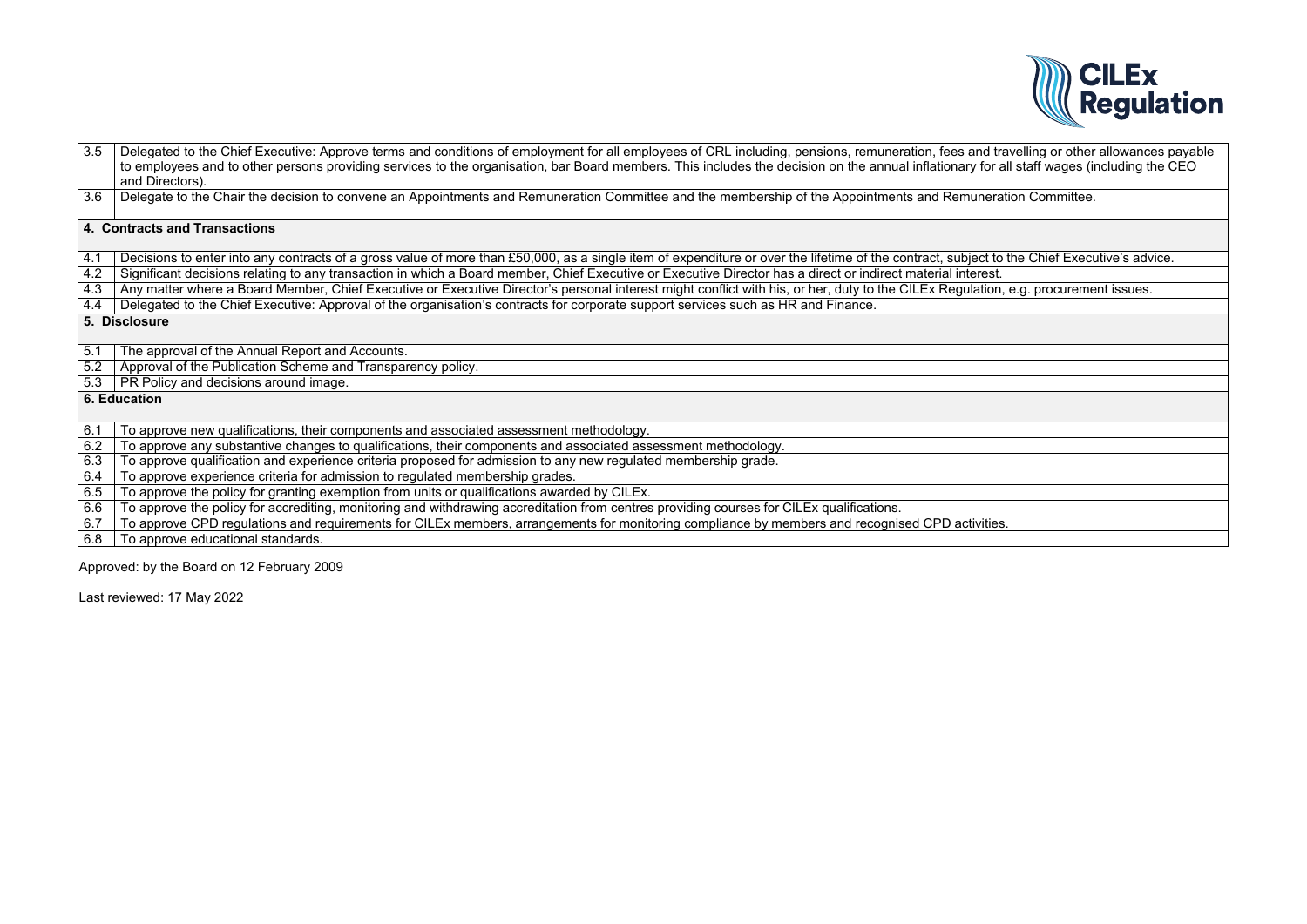| | |
|---|---|
| 3.5 | Delegated to the Chief Executive: Approve terms and conditions of employment for all employees of CRL including, pensions, remuneration, fees and travelling or other allowances payable to employees and to other persons providing services to the organisation, bar Board members. This includes the decision on the annual inflationary for all staff wages (including the CEO and Directors). |
| 3.6 | Delegate to the Chair the decision to convene an Appointments and Remuneration Committee and the membership of the Appointments and Remuneration Committee. |
| **4. Contracts and Transactions** | |
| 4.1 | Decisions to enter into any contracts of a gross value of more than £50,000, as a single item of expenditure or over the lifetime of the contract, subject to the Chief Executive's advice. |
| 4.2 | Significant decisions relating to any transaction in which a Board member, Chief Executive or Executive Director has a direct or indirect material interest. |
| 4.3 | Any matter where a Board Member, Chief Executive or Executive Director's personal interest might conflict with his, or her, duty to the CILEx Regulation, e.g. procurement issues. |
| 4.4 | Delegated to the Chief Executive: Approval of the organisation's contracts for corporate support services such as HR and Finance. |
| **5. Disclosure** | |
| 5.1 | The approval of the Annual Report and Accounts. |
| 5.2 | Approval of the Publication Scheme and Transparency policy. |
| 5.3 | PR Policy and decisions around image. |
| **6. Education** | |
| 6.1 | To approve new qualifications, their components and associated assessment methodology. |
| 6.2 | To approve any substantive changes to qualifications, their components and associated assessment methodology. |
| 6.3 | To approve qualification and experience criteria proposed for admission to any new regulated membership grade. |
| 6.4 | To approve experience criteria for admission to regulated membership grades. |
| 6.5 | To approve the policy for granting exemption from units or qualifications awarded by CILEx. |
| 6.6 | To approve the policy for accrediting, monitoring and withdrawing accreditation from centres providing courses for CILEx qualifications. |
| 6.7 | To approve CPD regulations and requirements for CILEx members, arrangements for monitoring compliance by members and recognised CPD activities. |
| 6.8 | To approve educational standards. |

Approved: by the Board on 12 February 2009

Last reviewed: 17 May 2022